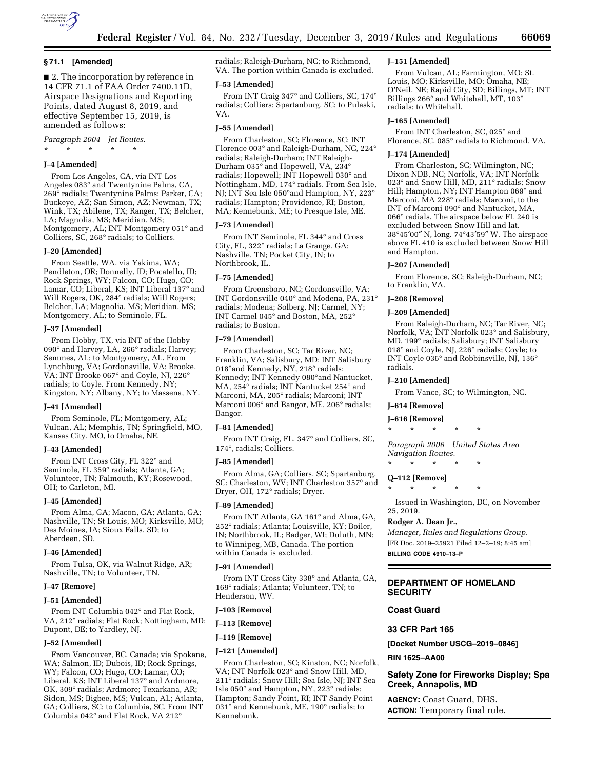## § 71.1 [Amended]

■ 2. The incorporation by reference in 14 CFR 71.1 of FAA Order 7400.11D, Airspace Designations and Reporting Points, dated August 8, 2019, and effective September 15, 2019, is amended as follows:

*Paragraph 2004 Jet Routes.*

\* \* \* \* \*

### J–4 [Amended]

From Los Angeles, CA, via INT Los Angeles 083° and Twentynine Palms, CA, 269° radials; Twentynine Palms; Parker, CA; Buckeye, AZ; San Simon, AZ; Newman, TX; Wink, TX; Abilene, TX; Ranger, TX; Belcher, LA; Magnolia, MS; Meridian, MS; Montgomery, AL; INT Montgomery 051° and Colliers, SC, 268° radials; to Colliers.

### J–20 [Amended]

From Seattle, WA, via Yakima, WA; Pendleton, OR; Donnelly, ID; Pocatello, ID; Rock Springs, WY; Falcon, CO; Hugo, CO; Lamar, CO; Liberal, KS; INT Liberal 137° and Will Rogers, OK, 284° radials; Will Rogers; Belcher, LA; Magnolia, MS; Meridian, MS; Montgomery, AL; to Seminole, FL.

### J–37 [Amended]

From Hobby, TX, via INT of the Hobby 090° and Harvey, LA, 266° radials; Harvey; Semmes, AL; to Montgomery, AL. From Lynchburg, VA; Gordonsville, VA; Brooke, VA; INT Brooke 067° and Coyle, NJ, 226° radials; to Coyle. From Kennedy, NY; Kingston, NY; Albany, NY; to Massena, NY.

### J–41 [Amended]

From Seminole, FL; Montgomery, AL; Vulcan, AL; Memphis, TN; Springfield, MO, Kansas City, MO, to Omaha, NE.

### J–43 [Amended]

From INT Cross City, FL 322° and Seminole, FL 359° radials; Atlanta, GA; Volunteer, TN; Falmouth, KY; Rosewood, OH; to Carleton, MI.

### J–45 [Amended]

From Alma, GA; Macon, GA; Atlanta, GA; Nashville, TN; St Louis, MO; Kirksville, MO; Des Moines, IA; Sioux Falls, SD; to Aberdeen, SD.

### J–46 [Amended]

From Tulsa, OK, via Walnut Ridge, AR; Nashville, TN; to Volunteer, TN.

### J–47 [Remove]

### J–51 [Amended]

From INT Columbia 042° and Flat Rock, VA, 212° radials; Flat Rock; Nottingham, MD; Dupont, DE; to Yardley, NJ.

### J–52 [Amended]

From Vancouver, BC, Canada; via Spokane, WA; Salmon, ID; Dubois, ID; Rock Springs, WY; Falcon, CO; Hugo, CO; Lamar, CO; Liberal, KS; INT Liberal 137° and Ardmore, OK, 309° radials; Ardmore; Texarkana, AR; Sidon, MS; Bigbee, MS; Vulcan, AL; Atlanta, GA; Colliers, SC; to Columbia, SC. From INT Columbia 042° and Flat Rock, VA 212° radials; Raleigh-Durham, NC; to Richmond, VA. The portion within Canada is excluded.

### J–53 [Amended]

From INT Craig 347° and Colliers, SC, 174° radials; Colliers; Spartanburg, SC; to Pulaski, VA.

### J–55 [Amended]

From Charleston, SC; Florence, SC; INT Florence 003° and Raleigh-Durham, NC, 224° radials; Raleigh-Durham; INT Raleigh-Durham 035° and Hopewell, VA, 234° radials; Hopewell; INT Hopewell 030° and Nottingham, MD, 174° radials. From Sea Isle, NJ; INT Sea Isle 050°and Hampton, NY, 223° radials; Hampton; Providence, RI; Boston, MA; Kennebunk, ME; to Presque Isle, ME.

### J–73 [Amended]

From INT Seminole, FL 344° and Cross City, FL, 322° radials; La Grange, GA; Nashville, TN; Pocket City, IN; to Northbrook, IL.

### J–75 [Amended]

From Greensboro, NC; Gordonsville, VA; INT Gordonsville 040° and Modena, PA, 231° radials; Modena; Solberg, NJ; Carmel, NY; INT Carmel 045° and Boston, MA, 252° radials; to Boston.

### J–79 [Amended]

From Charleston, SC; Tar River, NC; Franklin, VA; Salisbury, MD; INT Salisbury 018°and Kennedy, NY, 218° radials; Kennedy; INT Kennedy 080°and Nantucket, MA, 254° radials; INT Nantucket 254° and Marconi, MA, 205° radials; Marconi; INT Marconi 006° and Bangor, ME, 206° radials; Bangor.

### J–81 [Amended]

From INT Craig, FL, 347° and Colliers, SC, 174°, radials; Colliers.

### J–85 [Amended]

From Alma, GA; Colliers, SC; Spartanburg, SC; Charleston, WV; INT Charleston 357° and Dryer, OH, 172° radials; Dryer.

### J–89 [Amended]

From INT Atlanta, GA 161° and Alma, GA, 252° radials; Atlanta; Louisville, KY; Boiler, IN; Northbrook, IL; Badger, WI; Duluth, MN; to Winnipeg, MB, Canada. The portion within Canada is excluded.

### J–91 [Amended]

From INT Cross City 338° and Atlanta, GA, 169° radials; Atlanta; Volunteer, TN; to Henderson, WV.

### J–103 [Remove]

### J–113 [Remove]

### J–119 [Remove]

### J–121 [Amended]

From Charleston, SC; Kinston, NC; Norfolk, VA; INT Norfolk 023° and Snow Hill, MD, 211° radials; Snow Hill; Sea Isle, NJ; INT Sea Isle 050° and Hampton, NY, 223° radials; Hampton; Sandy Point, RI; INT Sandy Point 031° and Kennebunk, ME, 190° radials; to Kennebunk.

### J–151 [Amended]

From Vulcan, AL; Farmington, MO; St. Louis, MO; Kirksville, MO; Omaha, NE; O'Neil, NE; Rapid City, SD; Billings, MT; INT Billings 266° and Whitehall, MT, 103° radials; to Whitehall.

### J–165 [Amended]

From INT Charleston, SC, 025° and Florence, SC, 085° radials to Richmond, VA.

### J–174 [Amended]

From Charleston, SC; Wilmington, NC; Dixon NDB, NC; Norfolk, VA; INT Norfolk 023° and Snow Hill, MD, 211° radials; Snow Hill; Hampton, NY; INT Hampton 069° and Marconi, MA 228° radials; Marconi, to the INT of Marconi 090° and Nantucket, MA, 066° radials. The airspace below FL 240 is excluded between Snow Hill and lat. 38°45′00″ N, long. 74°43′59″ W. The airspace above FL 410 is excluded between Snow Hill and Hampton.

### J–207 [Amended]

From Florence, SC; Raleigh-Durham, NC; to Franklin, VA.

### J–208 [Remove]

### J–209 [Amended]

From Raleigh-Durham, NC; Tar River, NC; Norfolk, VA; INT Norfolk 023° and Salisbury, MD, 199° radials; Salisbury; INT Salisbury 018° and Coyle, NJ, 226° radials; Coyle; to INT Coyle 036° and Robbinsville, NJ, 136° radials.

### J–210 [Amended]

From Vance, SC; to Wilmington, NC.

### J–614 [Remove]

### J–616 [Remove]

\* \* \* \* \*

*Paragraph 2006 United States Area Navigation Routes.*

\* \* \* \* \*

### Q–112 [Remove]

\* \* \* \* \*

Issued in Washington, DC, on November 25, 2019.

**Rodger A. Dean Jr.,**

*Manager, Rules and Regulations Group.*

[FR Doc. 2019–25921 Filed 12–2–19; 8:45 am]

**BILLING CODE 4910–13–P**

---

## DEPARTMENT OF HOMELAND SECURITY

## Coast Guard

## 33 CFR Part 165

**[Docket Number USCG–2019–0846]**

**RIN 1625–AA00**

## Safety Zone for Fireworks Display; Spa Creek, Annapolis, MD

**AGENCY:** Coast Guard, DHS.

**ACTION:** Temporary final rule.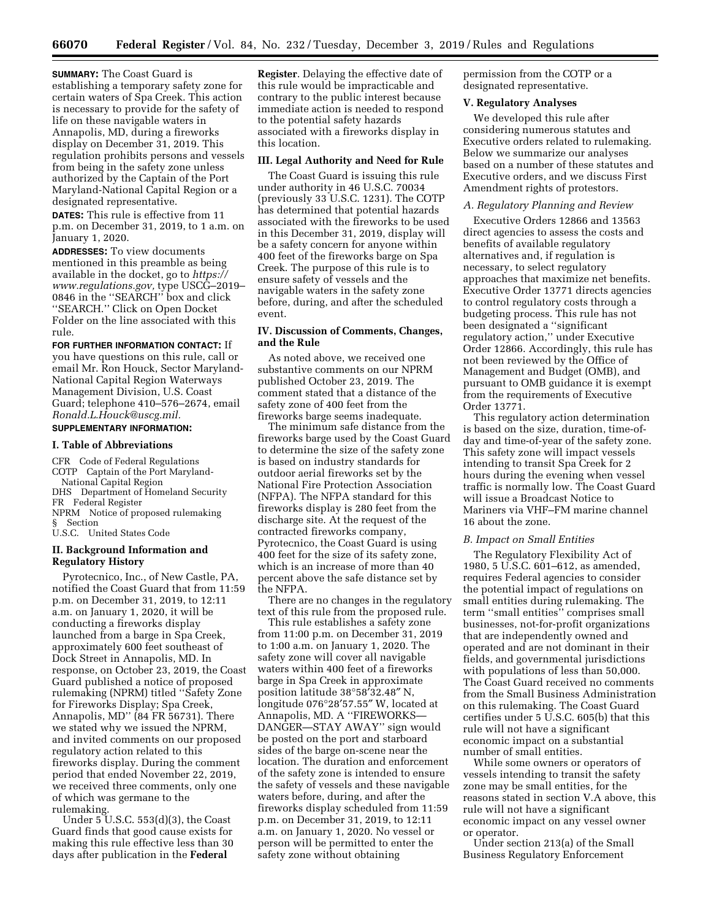**SUMMARY:** The Coast Guard is establishing a temporary safety zone for certain waters of Spa Creek. This action is necessary to provide for the safety of life on these navigable waters in Annapolis, MD, during a fireworks display on December 31, 2019. This regulation prohibits persons and vessels from being in the safety zone unless authorized by the Captain of the Port Maryland-National Capital Region or a designated representative.

**DATES:** This rule is effective from 11 p.m. on December 31, 2019, to 1 a.m. on January 1, 2020.

**ADDRESSES:** To view documents mentioned in this preamble as being available in the docket, go to *https://www.regulations.gov,* type USCG–2019–0846 in the ''SEARCH'' box and click ''SEARCH.'' Click on Open Docket Folder on the line associated with this rule.

**FOR FURTHER INFORMATION CONTACT:** If you have questions on this rule, call or email Mr. Ron Houck, Sector Maryland-National Capital Region Waterways Management Division, U.S. Coast Guard; telephone 410–576–2674, email *Ronald.L.Houck@uscg.mil.*

**SUPPLEMENTARY INFORMATION:**

## I. Table of Abbreviations

CFR Code of Federal Regulations
COTP Captain of the Port Maryland-National Capital Region
DHS Department of Homeland Security
FR Federal Register
NPRM Notice of proposed rulemaking
§ Section
U.S.C. United States Code

## II. Background Information and Regulatory History

Pyrotecnico, Inc., of New Castle, PA, notified the Coast Guard that from 11:59 p.m. on December 31, 2019, to 12:11 a.m. on January 1, 2020, it will be conducting a fireworks display launched from a barge in Spa Creek, approximately 600 feet southeast of Dock Street in Annapolis, MD. In response, on October 23, 2019, the Coast Guard published a notice of proposed rulemaking (NPRM) titled ''Safety Zone for Fireworks Display; Spa Creek, Annapolis, MD'' (84 FR 56731). There we stated why we issued the NPRM, and invited comments on our proposed regulatory action related to this fireworks display. During the comment period that ended November 22, 2019, we received three comments, only one of which was germane to the rulemaking.

Under 5 U.S.C. 553(d)(3), the Coast Guard finds that good cause exists for making this rule effective less than 30 days after publication in the **Federal Register**. Delaying the effective date of this rule would be impracticable and contrary to the public interest because immediate action is needed to respond to the potential safety hazards associated with a fireworks display in this location.

## III. Legal Authority and Need for Rule

The Coast Guard is issuing this rule under authority in 46 U.S.C. 70034 (previously 33 U.S.C. 1231). The COTP has determined that potential hazards associated with the fireworks to be used in this December 31, 2019, display will be a safety concern for anyone within 400 feet of the fireworks barge on Spa Creek. The purpose of this rule is to ensure safety of vessels and the navigable waters in the safety zone before, during, and after the scheduled event.

## IV. Discussion of Comments, Changes, and the Rule

As noted above, we received one substantive comments on our NPRM published October 23, 2019. The comment stated that a distance of the safety zone of 400 feet from the fireworks barge seems inadequate.

The minimum safe distance from the fireworks barge used by the Coast Guard to determine the size of the safety zone is based on industry standards for outdoor aerial fireworks set by the National Fire Protection Association (NFPA). The NFPA standard for this fireworks display is 280 feet from the discharge site. At the request of the contracted fireworks company, Pyrotecnico, the Coast Guard is using 400 feet for the size of its safety zone, which is an increase of more than 40 percent above the safe distance set by the NFPA.

There are no changes in the regulatory text of this rule from the proposed rule.

This rule establishes a safety zone from 11:00 p.m. on December 31, 2019 to 1:00 a.m. on January 1, 2020. The safety zone will cover all navigable waters within 400 feet of a fireworks barge in Spa Creek in approximate position latitude 38°58′32.48″ N, longitude 076°28′57.55″ W, located at Annapolis, MD. A ''FIREWORKS—DANGER—STAY AWAY'' sign would be posted on the port and starboard sides of the barge on-scene near the location. The duration and enforcement of the safety zone is intended to ensure the safety of vessels and these navigable waters before, during, and after the fireworks display scheduled from 11:59 p.m. on December 31, 2019, to 12:11 a.m. on January 1, 2020. No vessel or person will be permitted to enter the safety zone without obtaining permission from the COTP or a designated representative.

## V. Regulatory Analyses

We developed this rule after considering numerous statutes and Executive orders related to rulemaking. Below we summarize our analyses based on a number of these statutes and Executive orders, and we discuss First Amendment rights of protestors.

### *A. Regulatory Planning and Review*

Executive Orders 12866 and 13563 direct agencies to assess the costs and benefits of available regulatory alternatives and, if regulation is necessary, to select regulatory approaches that maximize net benefits. Executive Order 13771 directs agencies to control regulatory costs through a budgeting process. This rule has not been designated a ''significant regulatory action,'' under Executive Order 12866. Accordingly, this rule has not been reviewed by the Office of Management and Budget (OMB), and pursuant to OMB guidance it is exempt from the requirements of Executive Order 13771.

This regulatory action determination is based on the size, duration, time-of-day and time-of-year of the safety zone. This safety zone will impact vessels intending to transit Spa Creek for 2 hours during the evening when vessel traffic is normally low. The Coast Guard will issue a Broadcast Notice to Mariners via VHF–FM marine channel 16 about the zone.

### *B. Impact on Small Entities*

The Regulatory Flexibility Act of 1980, 5 U.S.C. 601–612, as amended, requires Federal agencies to consider the potential impact of regulations on small entities during rulemaking. The term ''small entities'' comprises small businesses, not-for-profit organizations that are independently owned and operated and are not dominant in their fields, and governmental jurisdictions with populations of less than 50,000. The Coast Guard received no comments from the Small Business Administration on this rulemaking. The Coast Guard certifies under 5 U.S.C. 605(b) that this rule will not have a significant economic impact on a substantial number of small entities.

While some owners or operators of vessels intending to transit the safety zone may be small entities, for the reasons stated in section V.A above, this rule will not have a significant economic impact on any vessel owner or operator.

Under section 213(a) of the Small Business Regulatory Enforcement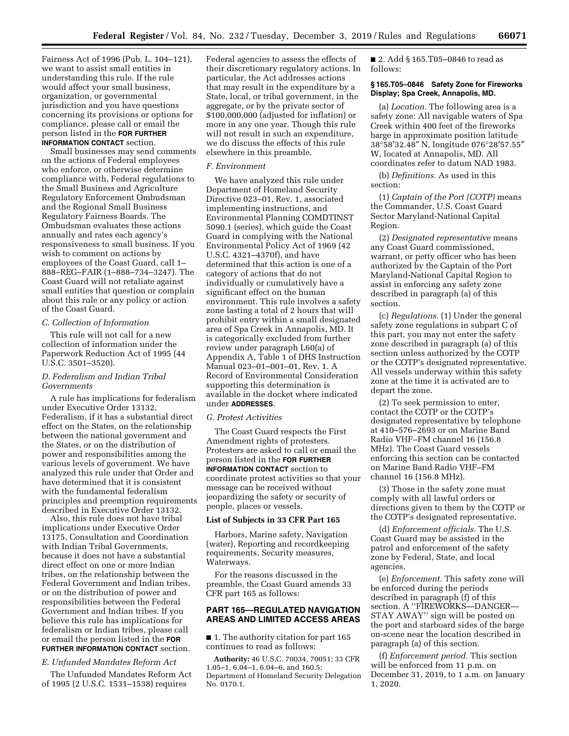Fairness Act of 1996 (Pub. L. 104–121), we want to assist small entities in understanding this rule. If the rule would affect your small business, organization, or governmental jurisdiction and you have questions concerning its provisions or options for compliance, please call or email the person listed in the **FOR FURTHER INFORMATION CONTACT** section.

Small businesses may send comments on the actions of Federal employees who enforce, or otherwise determine compliance with, Federal regulations to the Small Business and Agriculture Regulatory Enforcement Ombudsman and the Regional Small Business Regulatory Fairness Boards. The Ombudsman evaluates these actions annually and rates each agency's responsiveness to small business. If you wish to comment on actions by employees of the Coast Guard, call 1–888–REG–FAIR (1–888–734–3247). The Coast Guard will not retaliate against small entities that question or complain about this rule or any policy or action of the Coast Guard.

### *C. Collection of Information*

This rule will not call for a new collection of information under the Paperwork Reduction Act of 1995 (44 U.S.C. 3501–3520).

### *D. Federalism and Indian Tribal Governments*

A rule has implications for federalism under Executive Order 13132, Federalism, if it has a substantial direct effect on the States, on the relationship between the national government and the States, or on the distribution of power and responsibilities among the various levels of government. We have analyzed this rule under that Order and have determined that it is consistent with the fundamental federalism principles and preemption requirements described in Executive Order 13132.

Also, this rule does not have tribal implications under Executive Order 13175, Consultation and Coordination with Indian Tribal Governments, because it does not have a substantial direct effect on one or more Indian tribes, on the relationship between the Federal Government and Indian tribes, or on the distribution of power and responsibilities between the Federal Government and Indian tribes. If you believe this rule has implications for federalism or Indian tribes, please call or email the person listed in the **FOR FURTHER INFORMATION CONTACT** section.

### *E. Unfunded Mandates Reform Act*

The Unfunded Mandates Reform Act of 1995 (2 U.S.C. 1531–1538) requires Federal agencies to assess the effects of their discretionary regulatory actions. In particular, the Act addresses actions that may result in the expenditure by a State, local, or tribal government, in the aggregate, or by the private sector of $100,000,000 (adjusted for inflation) or more in any one year. Though this rule will not result in such an expenditure, we do discuss the effects of this rule elsewhere in this preamble.

### *F. Environment*

We have analyzed this rule under Department of Homeland Security Directive 023–01, Rev. 1, associated implementing instructions, and Environmental Planning COMDTINST 5090.1 (series), which guide the Coast Guard in complying with the National Environmental Policy Act of 1969 (42 U.S.C. 4321–4370f), and have determined that this action is one of a category of actions that do not individually or cumulatively have a significant effect on the human environment. This rule involves a safety zone lasting a total of 2 hours that will prohibit entry within a small designated area of Spa Creek in Annapolis, MD. It is categorically excluded from further review under paragraph L60(a) of Appendix A, Table 1 of DHS Instruction Manual 023–01–001–01, Rev. 1. A Record of Environmental Consideration supporting this determination is available in the docket where indicated under **ADDRESSES**.

### *G. Protest Activities*

The Coast Guard respects the First Amendment rights of protesters. Protesters are asked to call or email the person listed in the **FOR FURTHER INFORMATION CONTACT** section to coordinate protest activities so that your message can be received without jeopardizing the safety or security of people, places or vessels.

### List of Subjects in 33 CFR Part 165

Harbors, Marine safety, Navigation (water), Reporting and recordkeeping requirements, Security measures, Waterways.

For the reasons discussed in the preamble, the Coast Guard amends 33 CFR part 165 as follows:

## PART 165—REGULATED NAVIGATION AREAS AND LIMITED ACCESS AREAS

■ 1. The authority citation for part 165 continues to read as follows:

**Authority:** 46 U.S.C. 70034, 70051; 33 CFR 1.05–1, 6.04–1, 6.04–6, and 160.5; Department of Homeland Security Delegation No. 0170.1.

■ 2. Add § 165.T05–0846 to read as follows:

### § 165.T05–0846 Safety Zone for Fireworks Display; Spa Creek, Annapolis, MD.

(a) *Location.* The following area is a safety zone: All navigable waters of Spa Creek within 400 feet of the fireworks barge in approximate position latitude 38°58′32.48″ N, longitude 076°28′57.55″ W, located at Annapolis, MD. All coordinates refer to datum NAD 1983.

(b) *Definitions.* As used in this section:

(1) *Captain of the Port (COTP)* means the Commander, U.S. Coast Guard Sector Maryland-National Capital Region.

(2) *Designated representative* means any Coast Guard commissioned, warrant, or petty officer who has been authorized by the Captain of the Port Maryland-National Capital Region to assist in enforcing any safety zone described in paragraph (a) of this section.

(c) *Regulations.* (1) Under the general safety zone regulations in subpart C of this part, you may not enter the safety zone described in paragraph (a) of this section unless authorized by the COTP or the COTP's designated representative. All vessels underway within this safety zone at the time it is activated are to depart the zone.

(2) To seek permission to enter, contact the COTP or the COTP's designated representative by telephone at 410–576–2693 or on Marine Band Radio VHF–FM channel 16 (156.8 MHz). The Coast Guard vessels enforcing this section can be contacted on Marine Band Radio VHF–FM channel 16 (156.8 MHz).

(3) Those in the safety zone must comply with all lawful orders or directions given to them by the COTP or the COTP's designated representative.

(d) *Enforcement officials.* The U.S. Coast Guard may be assisted in the patrol and enforcement of the safety zone by Federal, State, and local agencies.

(e) *Enforcement.* This safety zone will be enforced during the periods described in paragraph (f) of this section. A ''FIREWORKS—DANGER—STAY AWAY'' sign will be posted on the port and starboard sides of the barge on-scene near the location described in paragraph (a) of this section.

(f) *Enforcement period.* This section will be enforced from 11 p.m. on December 31, 2019, to 1 a.m. on January 1, 2020.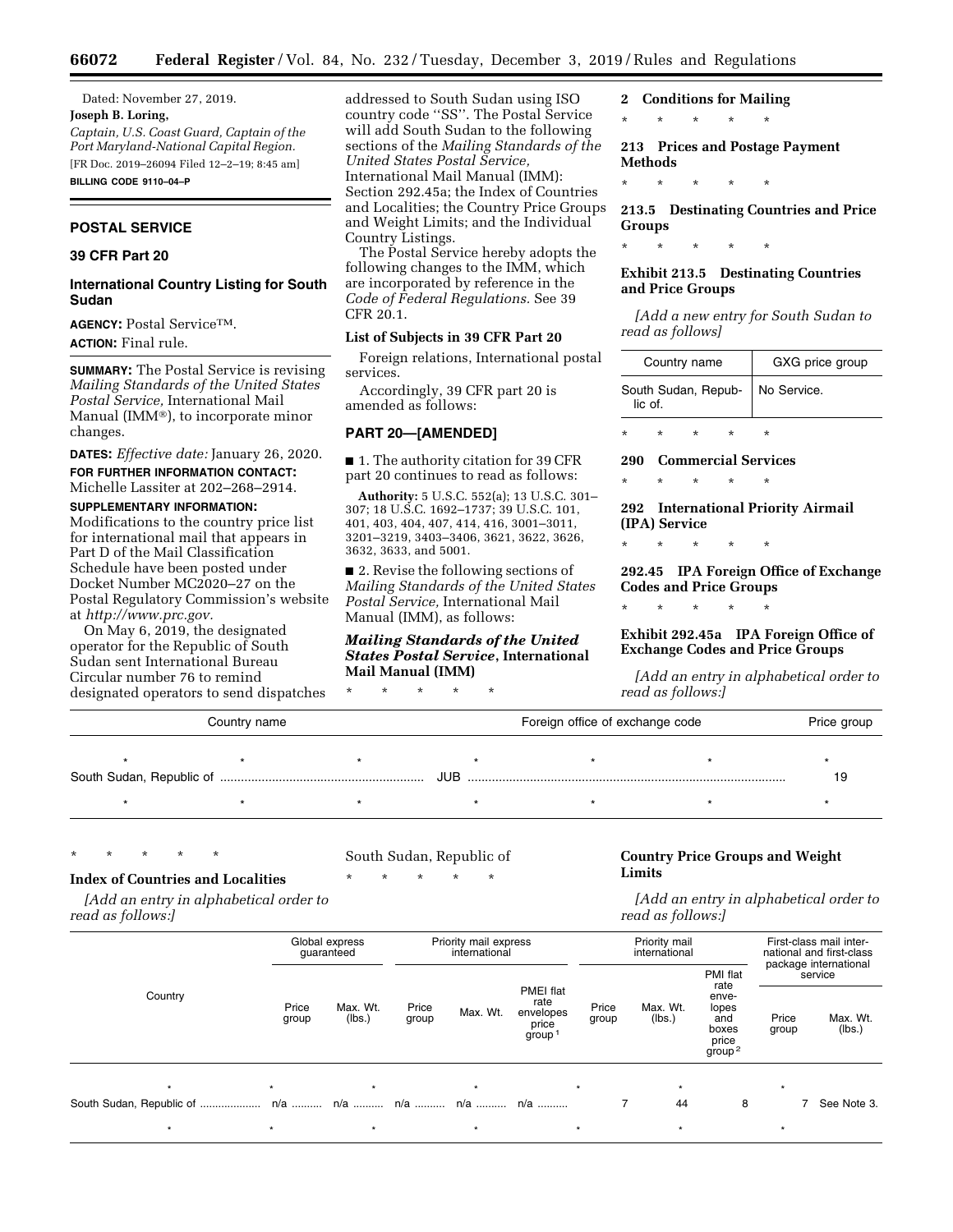Dated: November 27, 2019.

**Joseph B. Loring,**

*Captain, U.S. Coast Guard, Captain of the Port Maryland-National Capital Region.*

[FR Doc. 2019–26094 Filed 12–2–19; 8:45 am]

**BILLING CODE 9110–04–P**

## POSTAL SERVICE

### 39 CFR Part 20

### International Country Listing for South Sudan

**AGENCY:** Postal Service™.

**ACTION:** Final rule.

**SUMMARY:** The Postal Service is revising *Mailing Standards of the United States Postal Service,* International Mail Manual (IMM®), to incorporate minor changes.

**DATES:** *Effective date:* January 26, 2020.

**FOR FURTHER INFORMATION CONTACT:** Michelle Lassiter at 202–268–2914.

**SUPPLEMENTARY INFORMATION:** Modifications to the country price list for international mail that appears in Part D of the Mail Classification Schedule have been posted under Docket Number MC2020–27 on the Postal Regulatory Commission's website at *http://www.prc.gov.*

On May 6, 2019, the designated operator for the Republic of South Sudan sent International Bureau Circular number 76 to remind designated operators to send dispatches addressed to South Sudan using ISO country code "SS". The Postal Service will add South Sudan to the following sections of the *Mailing Standards of the United States Postal Service,* International Mail Manual (IMM): Section 292.45a; the Index of Countries and Localities; the Country Price Groups and Weight Limits; and the Individual Country Listings.

The Postal Service hereby adopts the following changes to the IMM, which are incorporated by reference in the *Code of Federal Regulations.* See 39 CFR 20.1.

**List of Subjects in 39 CFR Part 20**

Foreign relations, International postal services.

Accordingly, 39 CFR part 20 is amended as follows:

## PART 20—[AMENDED]

■ 1. The authority citation for 39 CFR part 20 continues to read as follows:

**Authority:** 5 U.S.C. 552(a); 13 U.S.C. 301–307; 18 U.S.C. 1692–1737; 39 U.S.C. 101, 401, 403, 404, 407, 414, 416, 3001–3011, 3201–3219, 3403–3406, 3621, 3622, 3626, 3632, 3633, and 5001.

■ 2. Revise the following sections of *Mailing Standards of the United States Postal Service,* International Mail Manual (IMM), as follows:

***Mailing Standards of the United States Postal Service*, International Mail Manual (IMM)**

\* \* \* \* \*

**2 Conditions for Mailing**

\* \* \* \* \*

**213 Prices and Postage Payment Methods**

\* \* \* \* \*

**213.5 Destinating Countries and Price Groups**

\* \* \* \* \*

**Exhibit 213.5 Destinating Countries and Price Groups**

*[Add a new entry for South Sudan to read as follows]*

| Country name | GXG price group |
|---|---|
| South Sudan, Republic of. | No Service. |

\* \* \* \* \*

**290 Commercial Services**

\* \* \* \* \*

**292 International Priority Airmail (IPA) Service**

\* \* \* \* \*

**292.45 IPA Foreign Office of Exchange Codes and Price Groups**

\* \* \* \* \*

**Exhibit 292.45a IPA Foreign Office of Exchange Codes and Price Groups**

*[Add an entry in alphabetical order to read as follows:]*

| Country name | Foreign office of exchange code | Price group |
|---|---|---|
| * | * | * |
| South Sudan, Republic of | JUB | 19 |
| * | * | * |

\* \* \* \* \*

**Index of Countries and Localities**

*[Add an entry in alphabetical order to read as follows:]*

South Sudan, Republic of

\* \* \* \* \*

**Country Price Groups and Weight Limits**

*[Add an entry in alphabetical order to read as follows:]*

| Country | Global express guaranteed | | Priority mail express international | | | Priority mail international | | | First-class mail international and first-class package international service | |
|---|---|---|---|---|---|---|---|---|---|---|
| | Price group | Max. Wt. (lbs.) | Price group | Max. Wt. | PMEI flat rate envelopes price group [1] | Price group | Max. Wt. (lbs.) | PMI flat rate envelopes and boxes price group [2] | Price group | Max. Wt. (lbs.) |
| * | * | * | | * | | * | * | | * | |
| South Sudan, Republic of | n/a | n/a | n/a | n/a | n/a | 7 | 44 | 8 | 7 | See Note 3. |
| * | * | * | | * | | * | * | | * | |